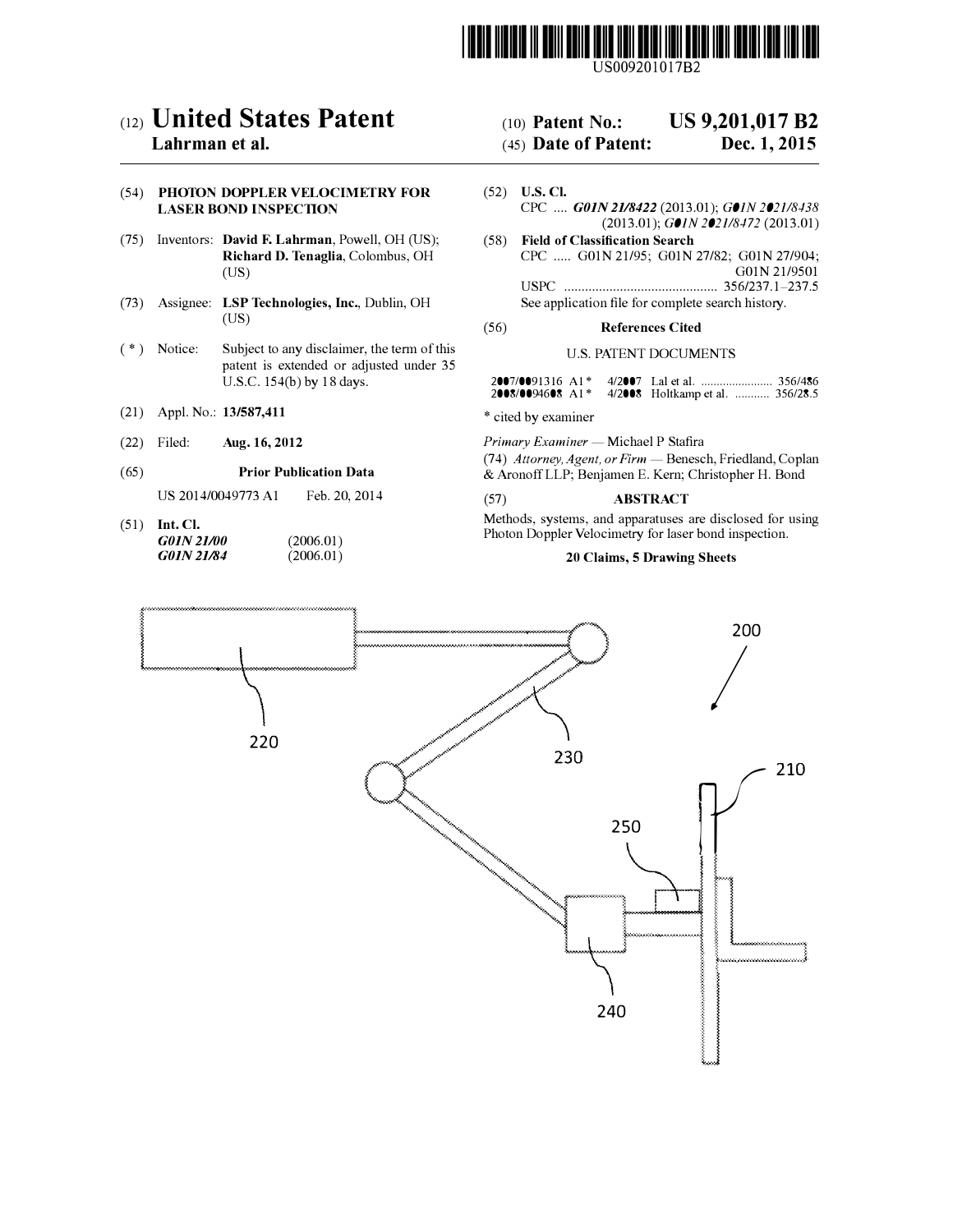US009201017B2

# (12) United States Patent

**Lahrman et al.**

(10) **Patent No.:** **US 9,201,017 B2**

(45) **Date of Patent:** **Dec. 1, 2015**

(54) **PHOTON DOPPLER VELOCIMETRY FOR LASER BOND INSPECTION**

(75) Inventors: **David F. Lahrman**, Powell, OH (US); **Richard D. Tenaglia**, Colombus, OH (US)

(73) Assignee: **LSP Technologies, Inc.**, Dublin, OH (US)

( * ) Notice: Subject to any disclaimer, the term of this patent is extended or adjusted under 35 U.S.C. 154(b) by 18 days.

(21) Appl. No.: **13/587,411**

(22) Filed: **Aug. 16, 2012**

(65) **Prior Publication Data**

US 2014/0049773 A1 Feb. 20, 2014

(51) **Int. Cl.**

*G01N 21/00* (2006.01)
*G01N 21/84* (2006.01)

(52) **U.S. Cl.**

CPC .... ***G01N 21/8422*** (2013.01); *G01N 2021/8438* (2013.01); *G01N 2021/8472* (2013.01)

(58) **Field of Classification Search**

CPC ..... G01N 21/95; G01N 27/82; G01N 27/904; G01N 21/9501

USPC ........................................... 356/237.1–237.5

See application file for complete search history.

(56) **References Cited**

U.S. PATENT DOCUMENTS

2007/0091316 A1 * 4/2007 Lal et al. ..................... 356/486
2008/0094608 A1 * 4/2008 Holtkamp et al. ........... 356/28.5

\* cited by examiner

*Primary Examiner* — Michael P Stafira

(74) *Attorney, Agent, or Firm* — Benesch, Friedland, Coplan & Aronoff LLP; Benjamen E. Kern; Christopher H. Bond

(57) **ABSTRACT**

Methods, systems, and apparatuses are disclosed for using Photon Doppler Velocimetry for laser bond inspection.

**20 Claims, 5 Drawing Sheets**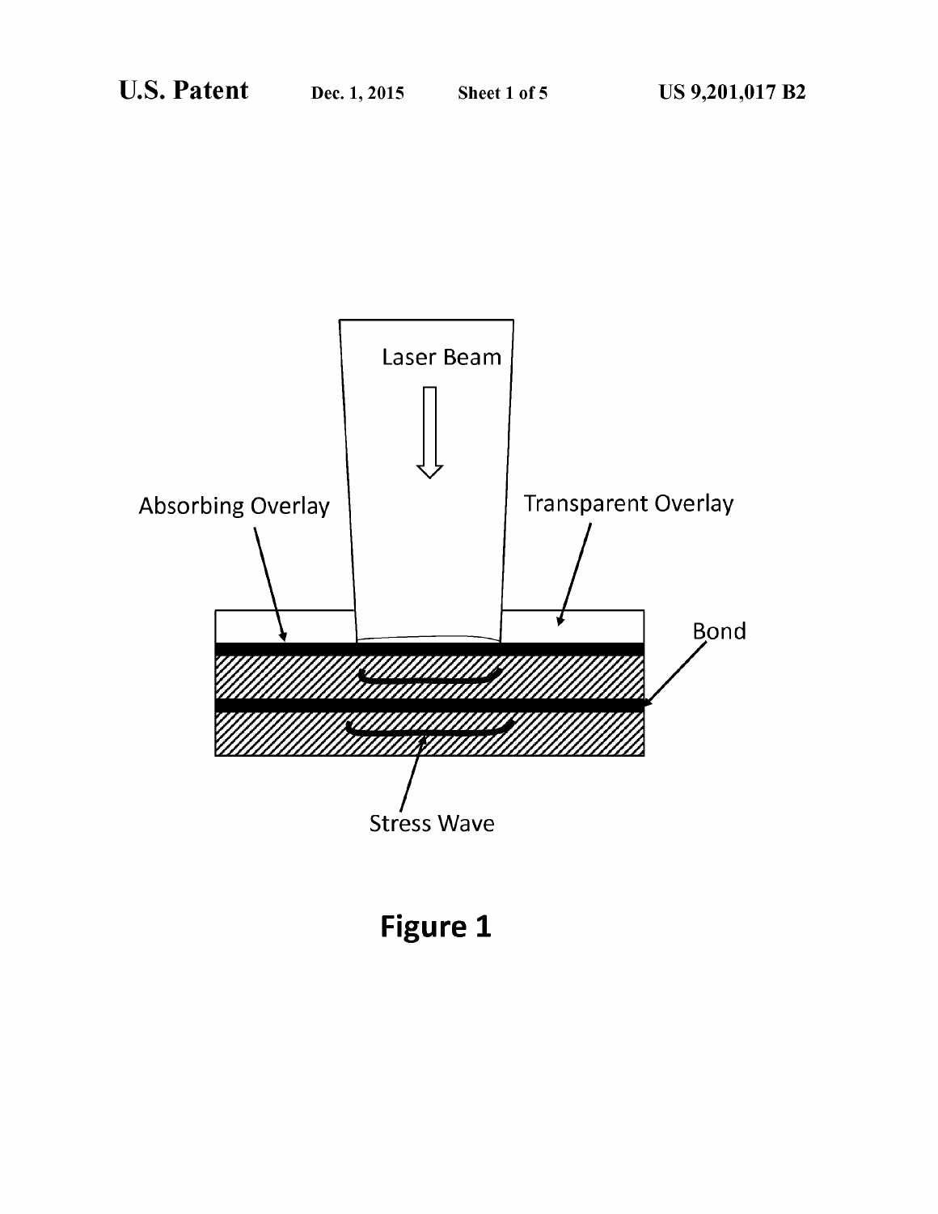Laser Beam

Absorbing Overlay

Transparent Overlay

Bond

Stress Wave

**Figure 1**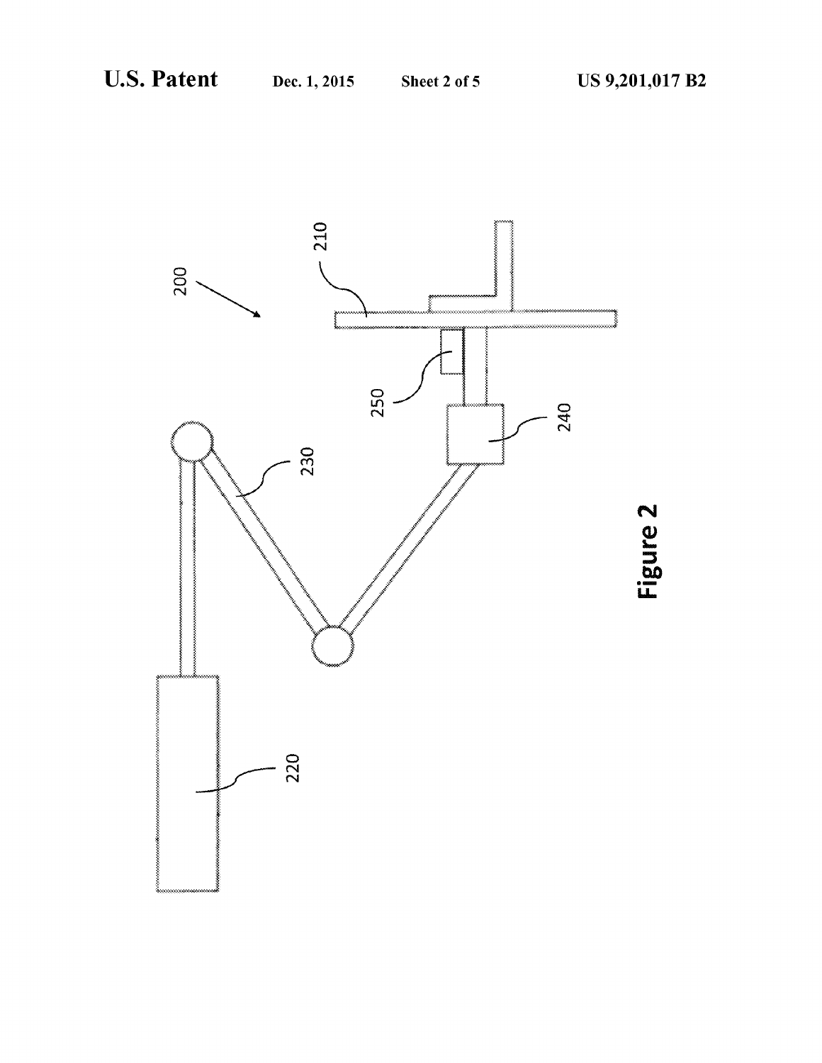200

210

250

240

230

220

**Figure 2**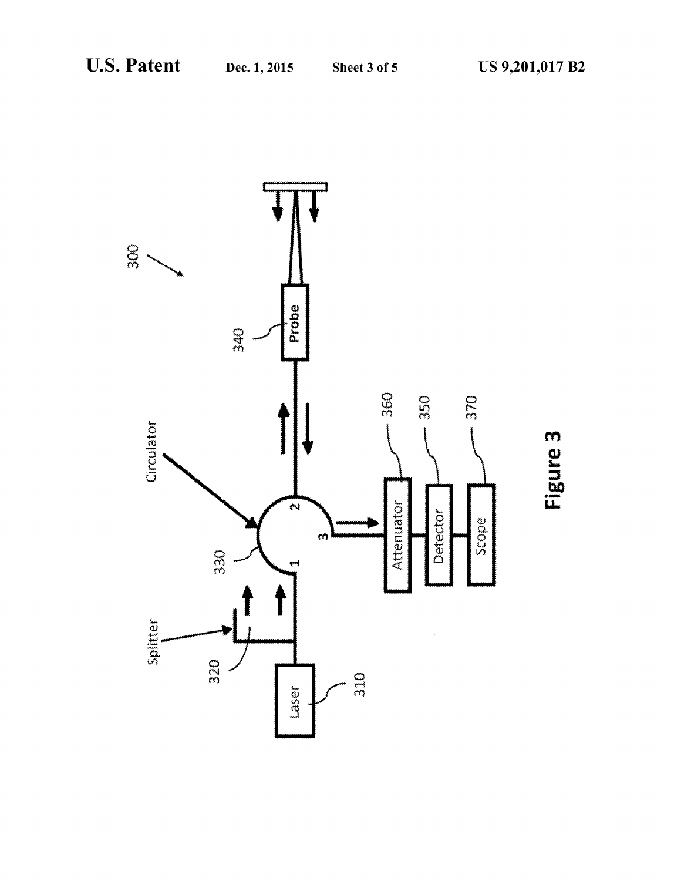Figure 3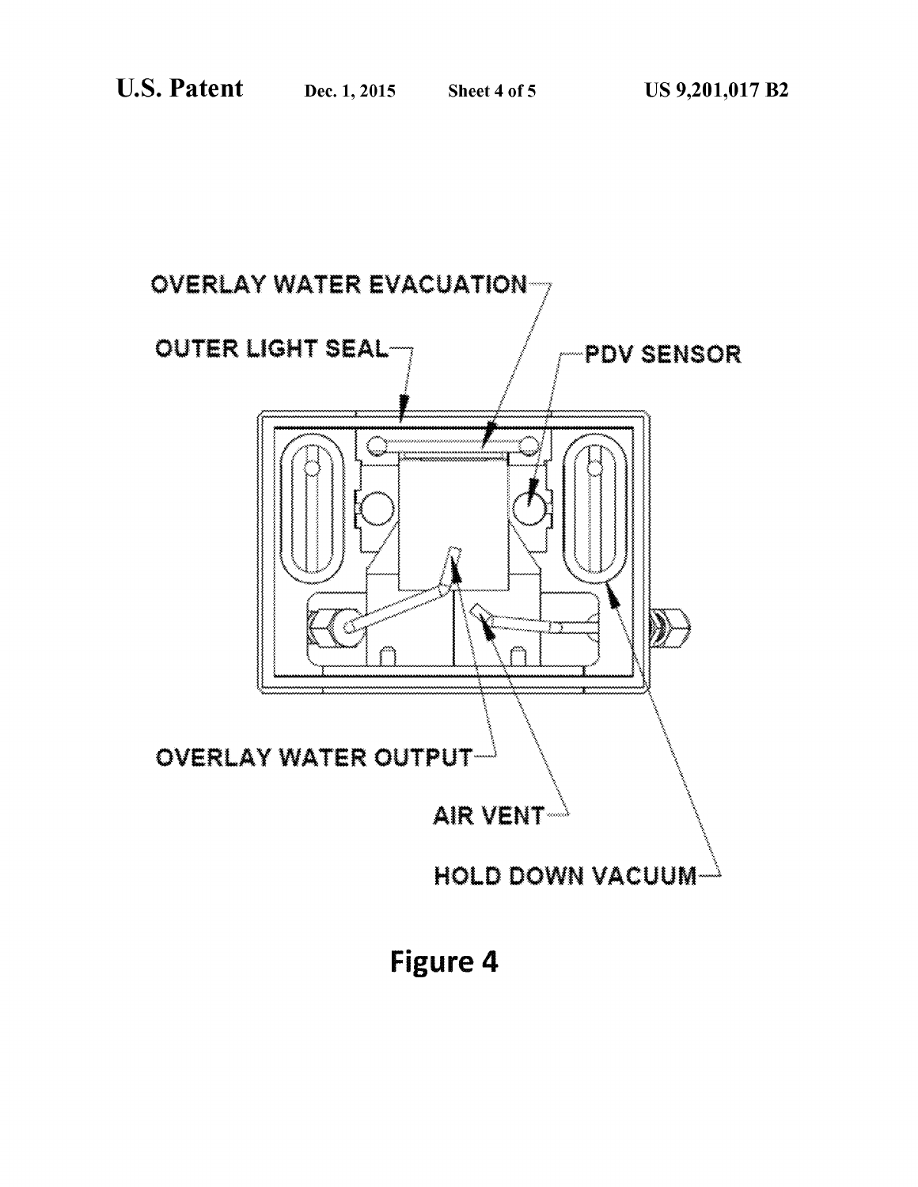OVERLAY WATER EVACUATION

OUTER LIGHT SEAL

PDV SENSOR

OVERLAY WATER OUTPUT

AIR VENT

HOLD DOWN VACUUM

**Figure 4**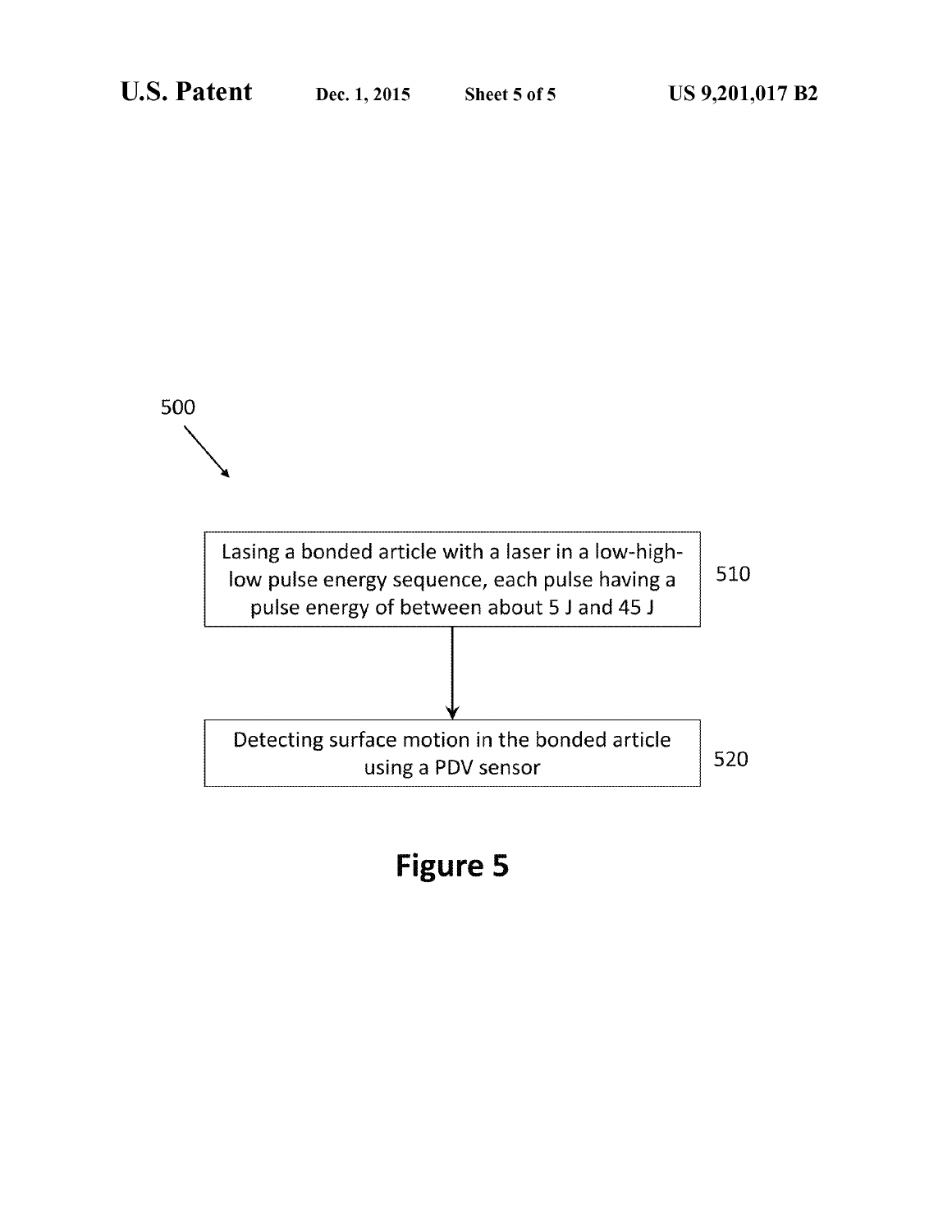500

Lasing a bonded article with a laser in a low-high-low pulse energy sequence, each pulse having a pulse energy of between about 5 J and 45 J — 510

Detecting surface motion in the bonded article using a PDV sensor — 520

**Figure 5**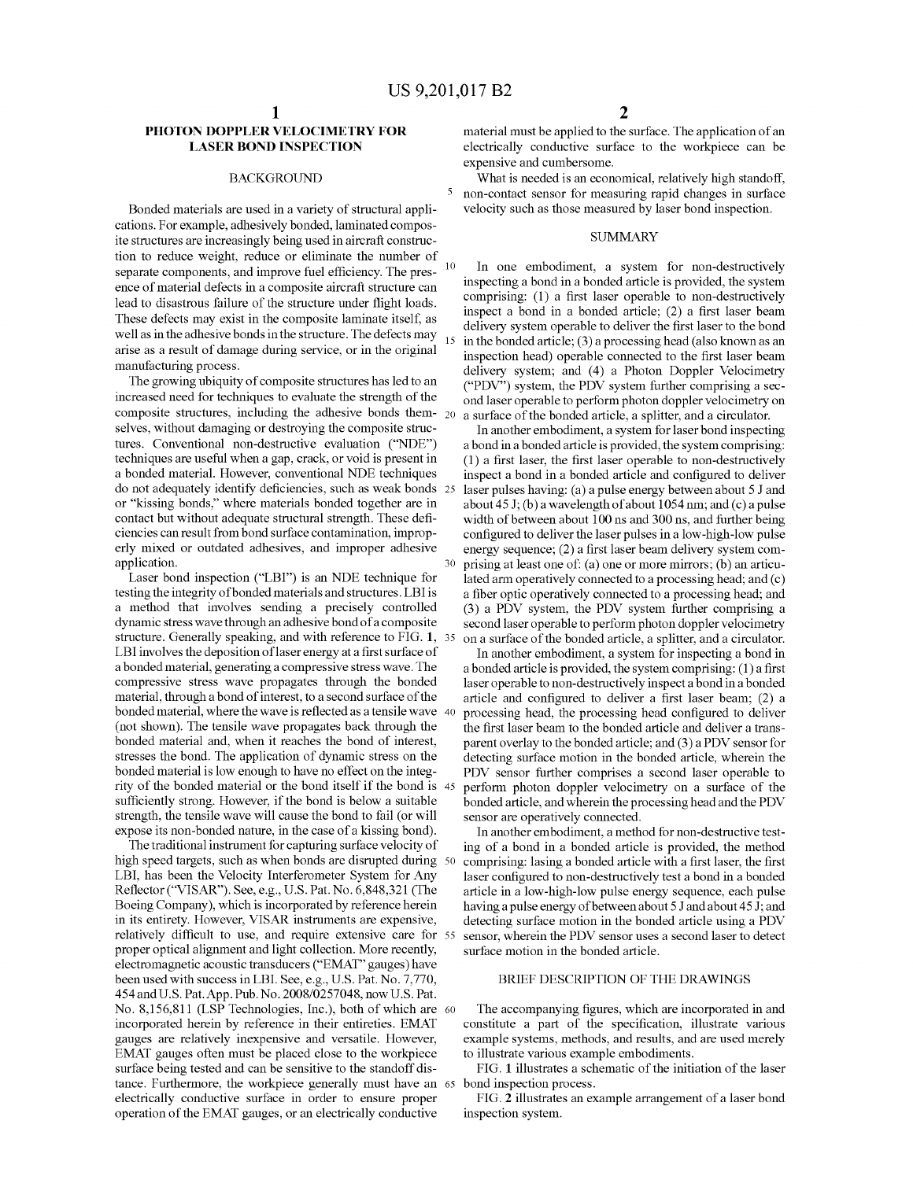# PHOTON DOPPLER VELOCIMETRY FOR LASER BOND INSPECTION

## BACKGROUND

Bonded materials are used in a variety of structural applications. For example, adhesively bonded, laminated composite structures are increasingly being used in aircraft construction to reduce weight, reduce or eliminate the number of separate components, and improve fuel efficiency. The presence of material defects in a composite aircraft structure can lead to disastrous failure of the structure under flight loads. These defects may exist in the composite laminate itself, as well as in the adhesive bonds in the structure. The defects may arise as a result of damage during service, or in the original manufacturing process.

The growing ubiquity of composite structures has led to an increased need for techniques to evaluate the strength of the composite structures, including the adhesive bonds themselves, without damaging or destroying the composite structures. Conventional non-destructive evaluation ("NDE") techniques are useful when a gap, crack, or void is present in a bonded material. However, conventional NDE techniques do not adequately identify deficiencies, such as weak bonds or "kissing bonds," where materials bonded together are in contact but without adequate structural strength. These deficiencies can result from bond surface contamination, improperly mixed or outdated adhesives, and improper adhesive application.

Laser bond inspection ("LBI") is an NDE technique for testing the integrity of bonded materials and structures. LBI is a method that involves sending a precisely controlled dynamic stress wave through an adhesive bond of a composite structure. Generally speaking, and with reference to FIG. 1, LBI involves the deposition of laser energy at a first surface of a bonded material, generating a compressive stress wave. The compressive stress wave propagates through the bonded material, through a bond of interest, to a second surface of the bonded material, where the wave is reflected as a tensile wave (not shown). The tensile wave propagates back through the bonded material and, when it reaches the bond of interest, stresses the bond. The application of dynamic stress on the bonded material is low enough to have no effect on the integrity of the bonded material or the bond itself if the bond is sufficiently strong. However, if the bond is below a suitable strength, the tensile wave will cause the bond to fail (or will expose its non-bonded nature, in the case of a kissing bond).

The traditional instrument for capturing surface velocity of high speed targets, such as when bonds are disrupted during LBI, has been the Velocity Interferometer System for Any Reflector ("VISAR"). See, e.g., U.S. Pat. No. 6,848,321 (The Boeing Company), which is incorporated by reference herein in its entirety. However, VISAR instruments are expensive, relatively difficult to use, and require extensive care for proper optical alignment and light collection. More recently, electromagnetic acoustic transducers ("EMAT" gauges) have been used with success in LBI. See, e.g., U.S. Pat. No. 7,770,454 and U.S. Pat. App. Pub. No. 2008/0257048, now U.S. Pat. No. 8,156,811 (LSP Technologies, Inc.), both of which are incorporated herein by reference in their entireties. EMAT gauges are relatively inexpensive and versatile. However, EMAT gauges often must be placed close to the workpiece surface being tested and can be sensitive to the standoff distance. Furthermore, the workpiece generally must have an electrically conductive surface in order to ensure proper operation of the EMAT gauges, or an electrically conductive material must be applied to the surface. The application of an electrically conductive surface to the workpiece can be expensive and cumbersome.

What is needed is an economical, relatively high standoff, non-contact sensor for measuring rapid changes in surface velocity such as those measured by laser bond inspection.

## SUMMARY

In one embodiment, a system for non-destructively inspecting a bond in a bonded article is provided, the system comprising: (1) a first laser operable to non-destructively inspect a bond in a bonded article; (2) a first laser beam delivery system operable to deliver the first laser to the bond in the bonded article; (3) a processing head (also known as an inspection head) operable connected to the first laser beam delivery system; and (4) a Photon Doppler Velocimetry ("PDV") system, the PDV system further comprising a second laser operable to perform photon doppler velocimetry on a surface of the bonded article, a splitter, and a circulator.

In another embodiment, a system for laser bond inspecting a bond in a bonded article is provided, the system comprising: (1) a first laser, the first laser operable to non-destructively inspect a bond in a bonded article and configured to deliver laser pulses having: (a) a pulse energy between about 5 J and about 45 J; (b) a wavelength of about 1054 nm; and (c) a pulse width of between about 100 ns and 300 ns, and further being configured to deliver the laser pulses in a low-high-low pulse energy sequence; (2) a first laser beam delivery system comprising at least one of: (a) one or more mirrors; (b) an articulated arm operatively connected to a processing head; and (c) a fiber optic operatively connected to a processing head; and (3) a PDV system, the PDV system further comprising a second laser operable to perform photon doppler velocimetry on a surface of the bonded article, a splitter, and a circulator.

In another embodiment, a system for inspecting a bond in a bonded article is provided, the system comprising: (1) a first laser operable to non-destructively inspect a bond in a bonded article and configured to deliver a first laser beam; (2) a processing head, the processing head configured to deliver the first laser beam to the bonded article and deliver a transparent overlay to the bonded article; and (3) a PDV sensor for detecting surface motion in the bonded article, wherein the PDV sensor further comprises a second laser operable to perform photon doppler velocimetry on a surface of the bonded article, and wherein the processing head and the PDV sensor are operatively connected.

In another embodiment, a method for non-destructive testing of a bond in a bonded article is provided, the method comprising: lasing a bonded article with a first laser, the first laser configured to non-destructively test a bond in a bonded article in a low-high-low pulse energy sequence, each pulse having a pulse energy of between about 5 J and about 45 J; and detecting surface motion in the bonded article using a PDV sensor, wherein the PDV sensor uses a second laser to detect surface motion in the bonded article.

## BRIEF DESCRIPTION OF THE DRAWINGS

The accompanying figures, which are incorporated in and constitute a part of the specification, illustrate various example systems, methods, and results, and are used merely to illustrate various example embodiments.

FIG. 1 illustrates a schematic of the initiation of the laser bond inspection process.

FIG. 2 illustrates an example arrangement of a laser bond inspection system.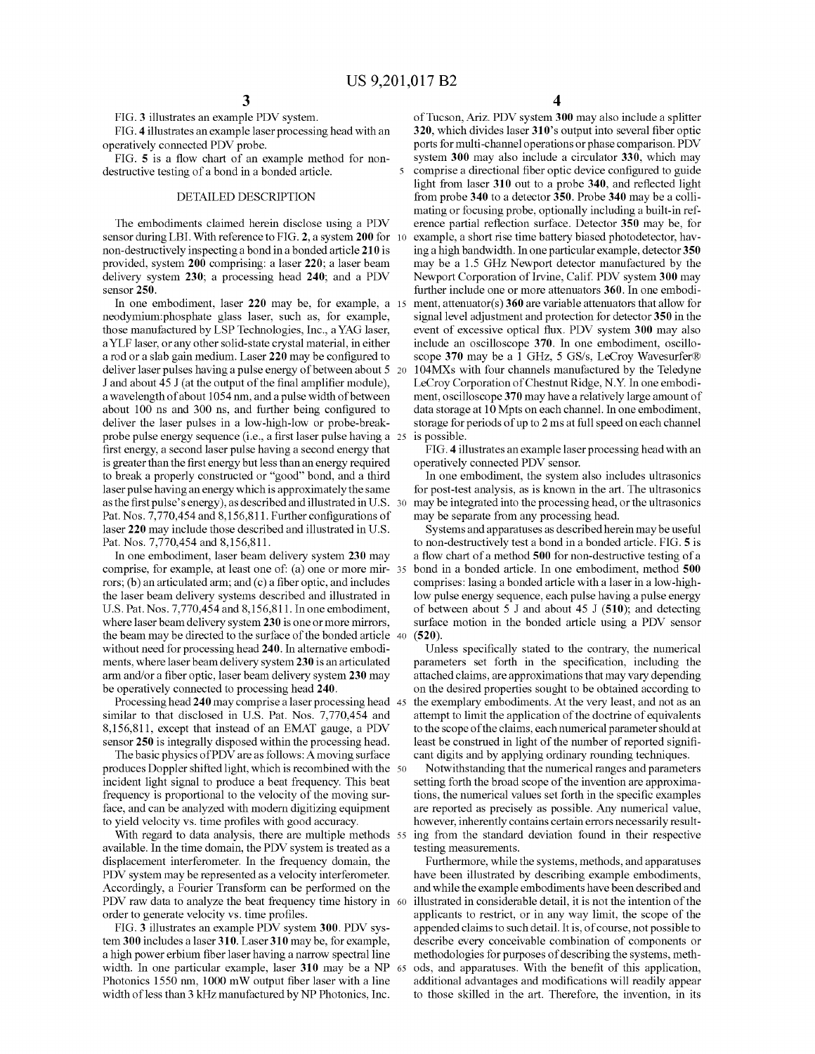FIG. 3 illustrates an example PDV system.

FIG. 4 illustrates an example laser processing head with an operatively connected PDV probe.

FIG. 5 is a flow chart of an example method for non-destructive testing of a bond in a bonded article.

## DETAILED DESCRIPTION

The embodiments claimed herein disclose using a PDV sensor during LBI. With reference to FIG. 2, a system 200 for non-destructively inspecting a bond in a bonded article 210 is provided, system 200 comprising: a laser 220; a laser beam delivery system 230; a processing head 240; and a PDV sensor 250.

In one embodiment, laser 220 may be, for example, a neodymium:phosphate glass laser, such as, for example, those manufactured by LSP Technologies, Inc., a YAG laser, a YLF laser, or any other solid-state crystal material, in either a rod or a slab gain medium. Laser 220 may be configured to deliver laser pulses having a pulse energy of between about 5 J and about 45 J (at the output of the final amplifier module), a wavelength of about 1054 nm, and a pulse width of between about 100 ns and 300 ns, and further being configured to deliver the laser pulses in a low-high-low or probe-break-probe pulse energy sequence (i.e., a first laser pulse having a first energy, a second laser pulse having a second energy that is greater than the first energy but less than an energy required to break a properly constructed or "good" bond, and a third laser pulse having an energy which is approximately the same as the first pulse's energy), as described and illustrated in U.S. Pat. Nos. 7,770,454 and 8,156,811. Further configurations of laser 220 may include those described and illustrated in U.S. Pat. Nos. 7,770,454 and 8,156,811.

In one embodiment, laser beam delivery system 230 may comprise, for example, at least one of: (a) one or more mirrors; (b) an articulated arm; and (c) a fiber optic, and includes the laser beam delivery systems described and illustrated in U.S. Pat. Nos. 7,770,454 and 8,156,811. In one embodiment, where laser beam delivery system 230 is one or more mirrors, the beam may be directed to the surface of the bonded article without need for processing head 240. In alternative embodiments, where laser beam delivery system 230 is an articulated arm and/or a fiber optic, laser beam delivery system 230 may be operatively connected to processing head 240.

Processing head 240 may comprise a laser processing head similar to that disclosed in U.S. Pat. Nos. 7,770,454 and 8,156,811, except that instead of an EMAT gauge, a PDV sensor 250 is integrally disposed within the processing head.

The basic physics of PDV are as follows: A moving surface produces Doppler shifted light, which is recombined with the incident light signal to produce a beat frequency. This beat frequency is proportional to the velocity of the moving surface, and can be analyzed with modern digitizing equipment to yield velocity vs. time profiles with good accuracy.

With regard to data analysis, there are multiple methods available. In the time domain, the PDV system is treated as a displacement interferometer. In the frequency domain, the PDV system may be represented as a velocity interferometer. Accordingly, a Fourier Transform can be performed on the PDV raw data to analyze the beat frequency time history in order to generate velocity vs. time profiles.

FIG. 3 illustrates an example PDV system 300. PDV system 300 includes a laser 310. Laser 310 may be, for example, a high power erbium fiber laser having a narrow spectral line width. In one particular example, laser 310 may be a NP Photonics 1550 nm, 1000 mW output fiber laser with a line width of less than 3 kHz manufactured by NP Photonics, Inc. of Tucson, Ariz. PDV system 300 may also include a splitter 320, which divides laser 310's output into several fiber optic ports for multi-channel operations or phase comparison. PDV system 300 may also include a circulator 330, which may comprise a directional fiber optic device configured to guide light from laser 310 out to a probe 340, and reflected light from probe 340 to a detector 350. Probe 340 may be a collimating or focusing probe, optionally including a built-in reference partial reflection surface. Detector 350 may be, for example, a short rise time battery biased photodetector, having a high bandwidth. In one particular example, detector 350 may be a 1.5 GHz Newport detector manufactured by the Newport Corporation of Irvine, Calif. PDV system 300 may further include one or more attenuators 360. In one embodiment, attenuator(s) 360 are variable attenuators that allow for signal level adjustment and protection for detector 350 in the event of excessive optical flux. PDV system 300 may also include an oscilloscope 370. In one embodiment, oscilloscope 370 may be a 1 GHz, 5 GS/s, LeCroy Wavesurfer® 104MXs with four channels manufactured by the Teledyne LeCroy Corporation of Chestnut Ridge, N.Y. In one embodiment, oscilloscope 370 may have a relatively large amount of data storage at 10 Mpts on each channel. In one embodiment, storage for periods of up to 2 ms at full speed on each channel is possible.

FIG. 4 illustrates an example laser processing head with an operatively connected PDV sensor.

In one embodiment, the system also includes ultrasonics for post-test analysis, as is known in the art. The ultrasonics may be integrated into the processing head, or the ultrasonics may be separate from any processing head.

Systems and apparatuses as described herein may be useful to non-destructively test a bond in a bonded article. FIG. 5 is a flow chart of a method 500 for non-destructive testing of a bond in a bonded article. In one embodiment, method 500 comprises: lasing a bonded article with a laser in a low-high-low pulse energy sequence, each pulse having a pulse energy of between about 5 J and about 45 J (510); and detecting surface motion in the bonded article using a PDV sensor (520).

Unless specifically stated to the contrary, the numerical parameters set forth in the specification, including the attached claims, are approximations that may vary depending on the desired properties sought to be obtained according to the exemplary embodiments. At the very least, and not as an attempt to limit the application of the doctrine of equivalents to the scope of the claims, each numerical parameter should at least be construed in light of the number of reported significant digits and by applying ordinary rounding techniques.

Notwithstanding that the numerical ranges and parameters setting forth the broad scope of the invention are approximations, the numerical values set forth in the specific examples are reported as precisely as possible. Any numerical value, however, inherently contains certain errors necessarily resulting from the standard deviation found in their respective testing measurements.

Furthermore, while the systems, methods, and apparatuses have been illustrated by describing example embodiments, and while the example embodiments have been described and illustrated in considerable detail, it is not the intention of the applicants to restrict, or in any way limit, the scope of the appended claims to such detail. It is, of course, not possible to describe every conceivable combination of components or methodologies for purposes of describing the systems, methods, and apparatuses. With the benefit of this application, additional advantages and modifications will readily appear to those skilled in the art. Therefore, the invention, in its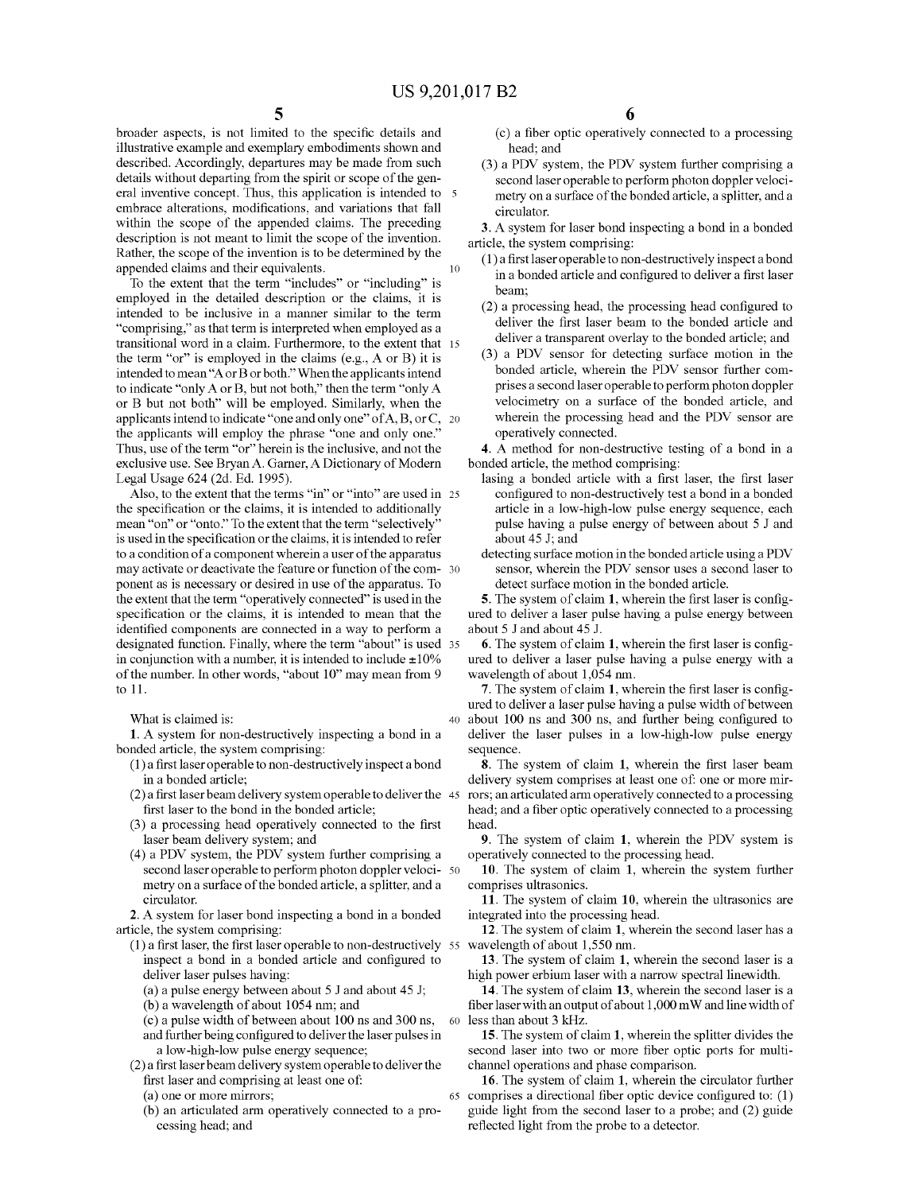broader aspects, is not limited to the specific details and illustrative example and exemplary embodiments shown and described. Accordingly, departures may be made from such details without departing from the spirit or scope of the general inventive concept. Thus, this application is intended to embrace alterations, modifications, and variations that fall within the scope of the appended claims. The preceding description is not meant to limit the scope of the invention. Rather, the scope of the invention is to be determined by the appended claims and their equivalents.

To the extent that the term "includes" or "including" is employed in the detailed description or the claims, it is intended to be inclusive in a manner similar to the term "comprising," as that term is interpreted when employed as a transitional word in a claim. Furthermore, to the extent that the term "or" is employed in the claims (e.g., A or B) it is intended to mean "A or B or both." When the applicants intend to indicate "only A or B, but not both," then the term "only A or B but not both" will be employed. Similarly, when the applicants intend to indicate "one and only one" of A, B, or C, the applicants will employ the phrase "one and only one." Thus, use of the term "or" herein is the inclusive, and not the exclusive use. See Bryan A. Garner, A Dictionary of Modern Legal Usage 624 (2d. Ed. 1995).

Also, to the extent that the terms "in" or "into" are used in the specification or the claims, it is intended to additionally mean "on" or "onto." To the extent that the term "selectively" is used in the specification or the claims, it is intended to refer to a condition of a component wherein a user of the apparatus may activate or deactivate the feature or function of the component as is necessary or desired in use of the apparatus. To the extent that the term "operatively connected" is used in the specification or the claims, it is intended to mean that the identified components are connected in a way to perform a designated function. Finally, where the term "about" is used in conjunction with a number, it is intended to include ±10% of the number. In other words, "about 10" may mean from 9 to 11.

What is claimed is:

**1**. A system for non-destructively inspecting a bond in a bonded article, the system comprising:

(1) a first laser operable to non-destructively inspect a bond in a bonded article;

(2) a first laser beam delivery system operable to deliver the first laser to the bond in the bonded article;

(3) a processing head operatively connected to the first laser beam delivery system; and

(4) a PDV system, the PDV system further comprising a second laser operable to perform photon doppler velocimetry on a surface of the bonded article, a splitter, and a circulator.

**2**. A system for laser bond inspecting a bond in a bonded article, the system comprising:

(1) a first laser, the first laser operable to non-destructively inspect a bond in a bonded article and configured to deliver laser pulses having:

(a) a pulse energy between about 5 J and about 45 J;

(b) a wavelength of about 1054 nm; and

(c) a pulse width of between about 100 ns and 300 ns, and further being configured to deliver the laser pulses in a low-high-low pulse energy sequence;

(2) a first laser beam delivery system operable to deliver the first laser and comprising at least one of:

(a) one or more mirrors;

(b) an articulated arm operatively connected to a processing head; and

(c) a fiber optic operatively connected to a processing head; and

(3) a PDV system, the PDV system further comprising a second laser operable to perform photon doppler velocimetry on a surface of the bonded article, a splitter, and a circulator.

**3**. A system for laser bond inspecting a bond in a bonded article, the system comprising:

(1) a first laser operable to non-destructively inspect a bond in a bonded article and configured to deliver a first laser beam;

(2) a processing head, the processing head configured to deliver the first laser beam to the bonded article and deliver a transparent overlay to the bonded article; and

(3) a PDV sensor for detecting surface motion in the bonded article, wherein the PDV sensor further comprises a second laser operable to perform photon doppler velocimetry on a surface of the bonded article, and wherein the processing head and the PDV sensor are operatively connected.

**4**. A method for non-destructive testing of a bond in a bonded article, the method comprising:

lasing a bonded article with a first laser, the first laser configured to non-destructively test a bond in a bonded article in a low-high-low pulse energy sequence, each pulse having a pulse energy of between about 5 J and about 45 J; and

detecting surface motion in the bonded article using a PDV sensor, wherein the PDV sensor uses a second laser to detect surface motion in the bonded article.

**5**. The system of claim **1**, wherein the first laser is configured to deliver a laser pulse having a pulse energy between about 5 J and about 45 J.

**6**. The system of claim **1**, wherein the first laser is configured to deliver a laser pulse having a pulse energy with a wavelength of about 1,054 nm.

**7**. The system of claim **1**, wherein the first laser is configured to deliver a laser pulse having a pulse width of between about 100 ns and 300 ns, and further being configured to deliver the laser pulses in a low-high-low pulse energy sequence.

**8**. The system of claim **1**, wherein the first laser beam delivery system comprises at least one of: one or more mirrors; an articulated arm operatively connected to a processing head; and a fiber optic operatively connected to a processing head.

**9**. The system of claim **1**, wherein the PDV system is operatively connected to the processing head.

**10**. The system of claim **1**, wherein the system further comprises ultrasonics.

**11**. The system of claim **10**, wherein the ultrasonics are integrated into the processing head.

**12**. The system of claim **1**, wherein the second laser has a wavelength of about 1,550 nm.

**13**. The system of claim **1**, wherein the second laser is a high power erbium laser with a narrow spectral linewidth.

**14**. The system of claim **13**, wherein the second laser is a fiber laser with an output of about 1,000 mW and line width of less than about 3 kHz.

**15**. The system of claim **1**, wherein the splitter divides the second laser into two or more fiber optic ports for multi-channel operations and phase comparison.

**16**. The system of claim **1**, wherein the circulator further comprises a directional fiber optic device configured to: (1) guide light from the second laser to a probe; and (2) guide reflected light from the probe to a detector.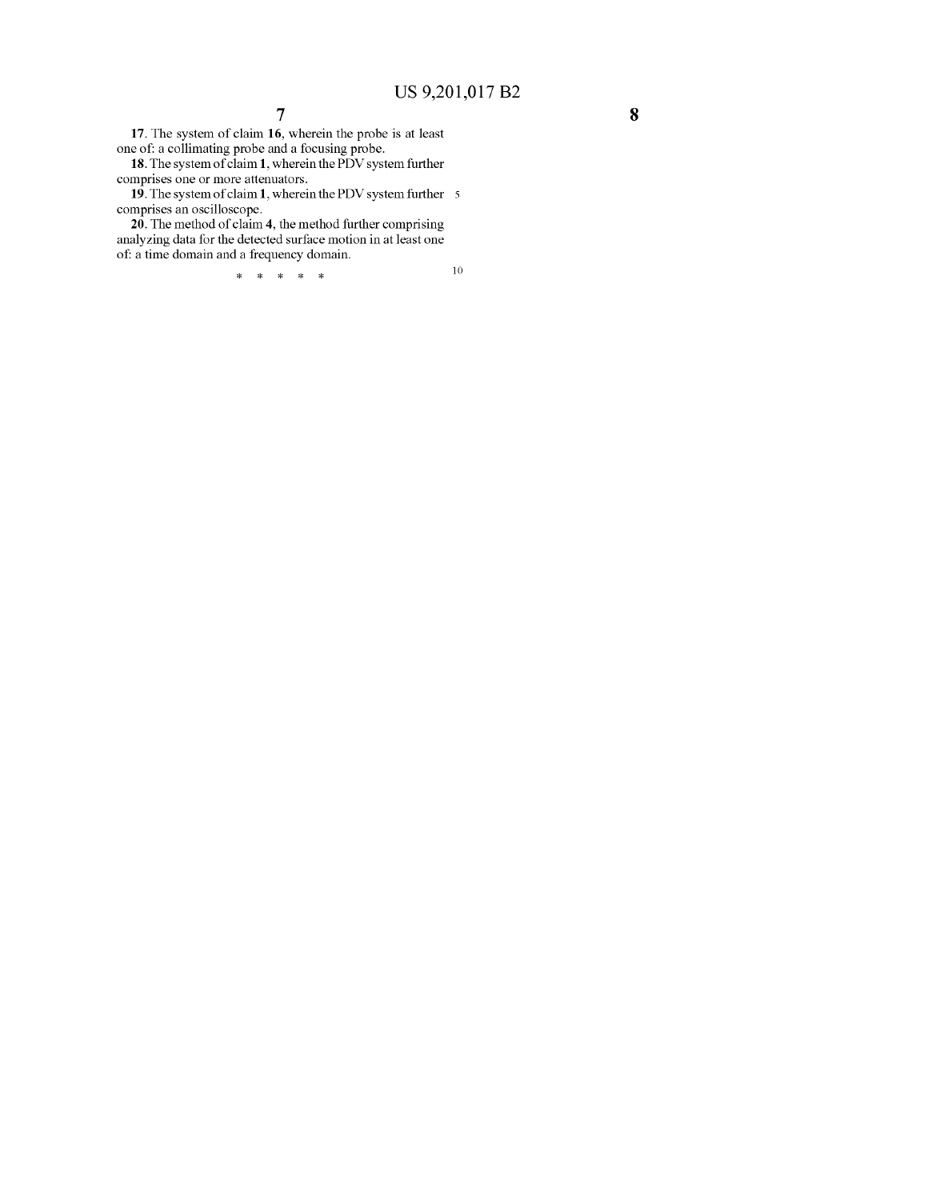**17**. The system of claim **16**, wherein the probe is at least one of: a collimating probe and a focusing probe.

**18**. The system of claim **1**, wherein the PDV system further comprises one or more attenuators.

**19**. The system of claim **1**, wherein the PDV system further comprises an oscilloscope.

**20**. The method of claim **4**, the method further comprising analyzing data for the detected surface motion in at least one of: a time domain and a frequency domain.

* * * * *